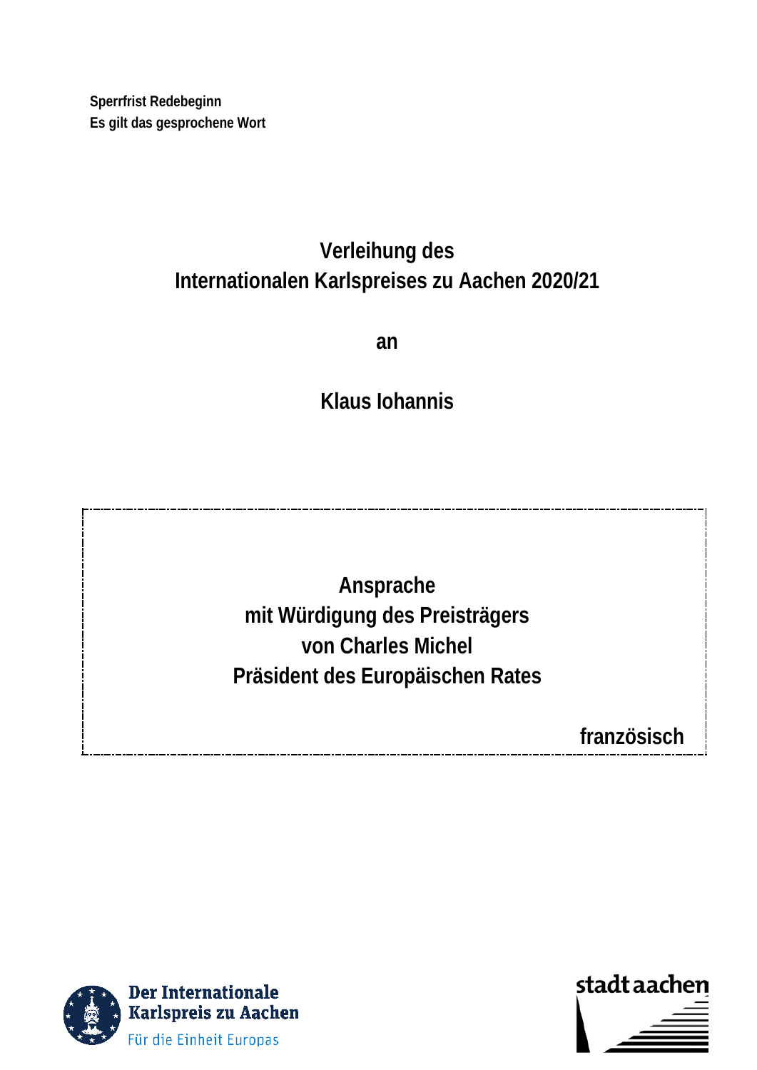**Sperrfrist Redebeginn**
**Es gilt das gesprochene Wort**

# Verleihung des Internationalen Karlspreises zu Aachen 2020/21

**an**

# Klaus Iohannis

**Ansprache**
**mit Würdigung des Preisträgers**
**von Charles Michel**
**Präsident des Europäischen Rates**

**französisch**

Der Internationale Karlspreis zu Aachen
Für die Einheit Europas

stadt aachen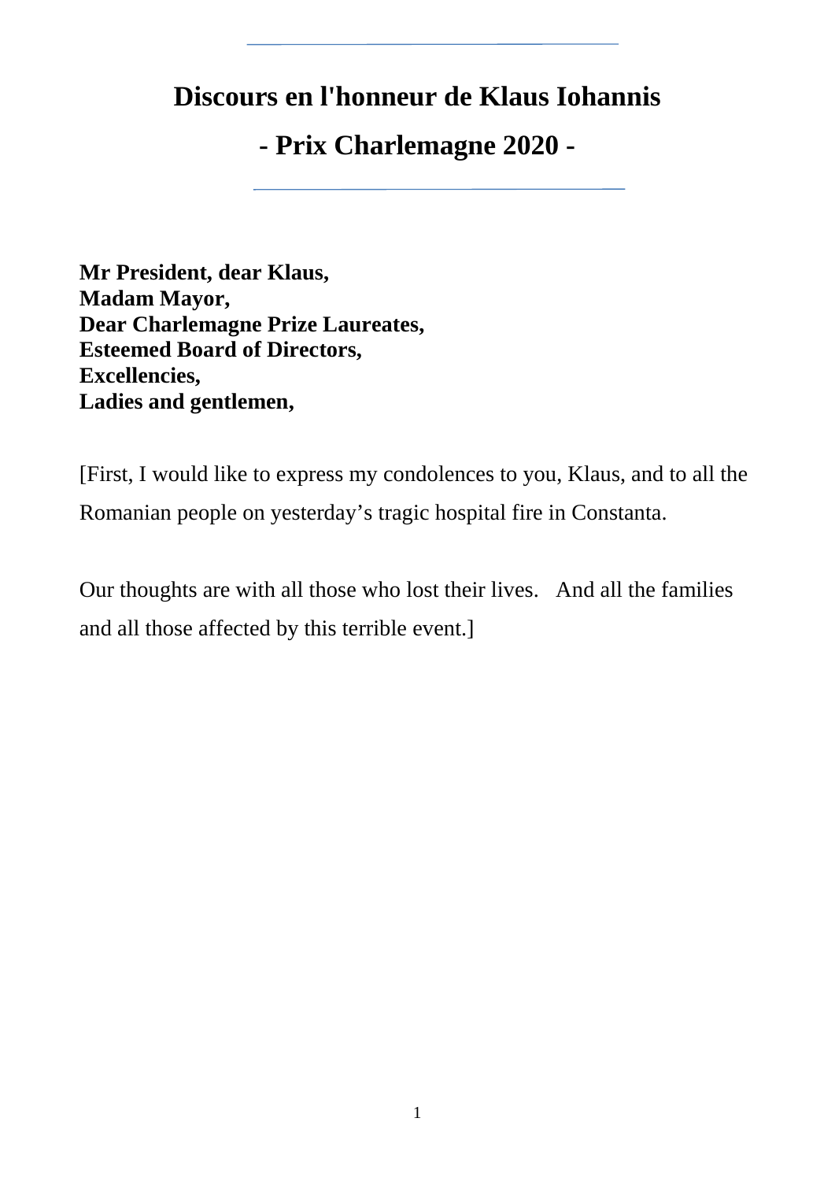# Discours en l'honneur de Klaus Iohannis

# - Prix Charlemagne 2020 -

**Mr President, dear Klaus,**
**Madam Mayor,**
**Dear Charlemagne Prize Laureates,**
**Esteemed Board of Directors,**
**Excellencies,**
**Ladies and gentlemen,**

[First, I would like to express my condolences to you, Klaus, and to all the Romanian people on yesterday's tragic hospital fire in Constanta.

Our thoughts are with all those who lost their lives. And all the families and all those affected by this terrible event.]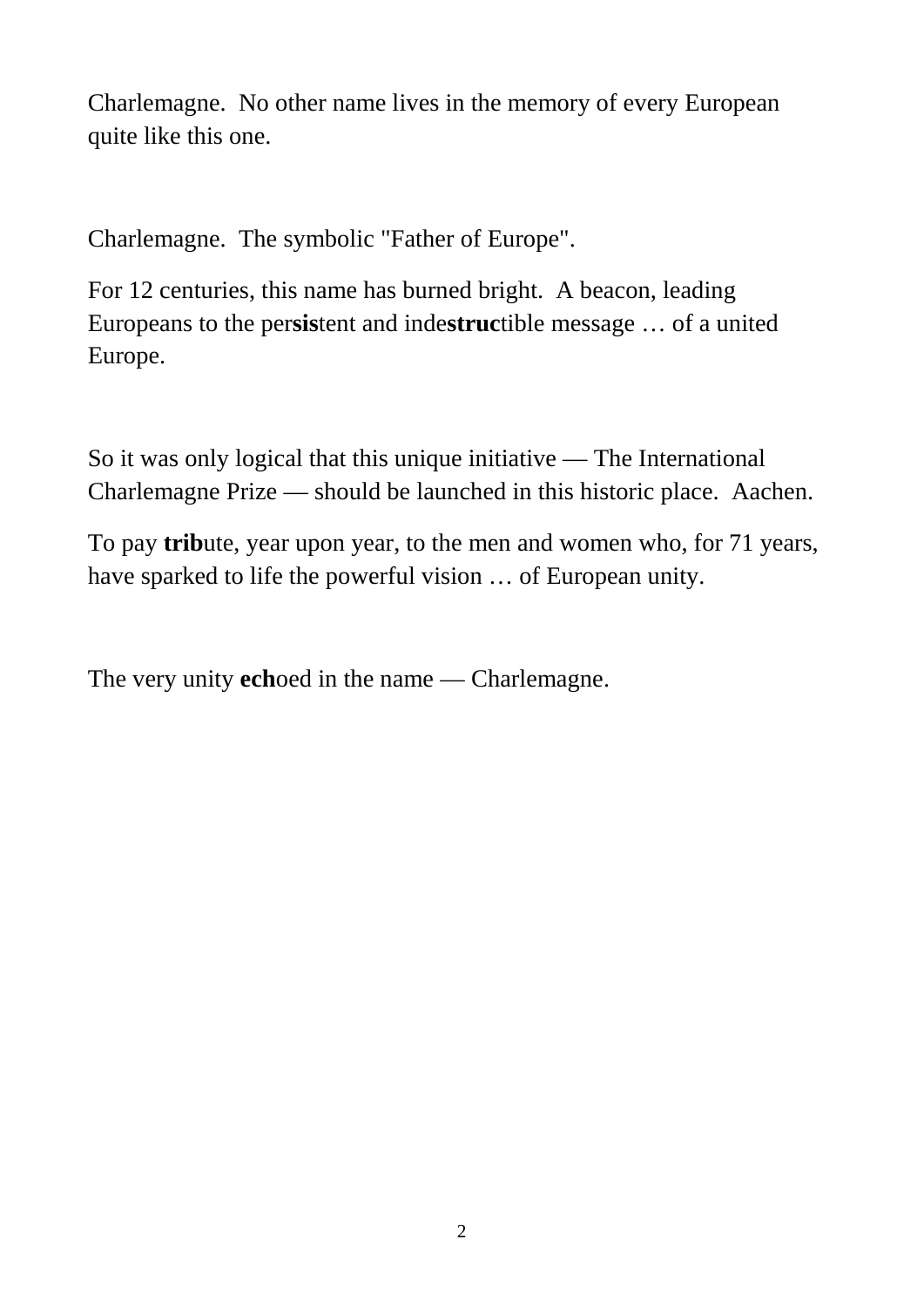Charlemagne.  No other name lives in the memory of every European quite like this one.

Charlemagne.  The symbolic "Father of Europe".

For 12 centuries, this name has burned bright.  A beacon, leading Europeans to the per**sis**tent and inde**struc**tible message … of a united Europe.

So it was only logical that this unique initiative — The International Charlemagne Prize — should be launched in this historic place.  Aachen.

To pay **trib**ute, year upon year, to the men and women who, for 71 years, have sparked to life the powerful vision … of European unity.

The very unity **ech**oed in the name — Charlemagne.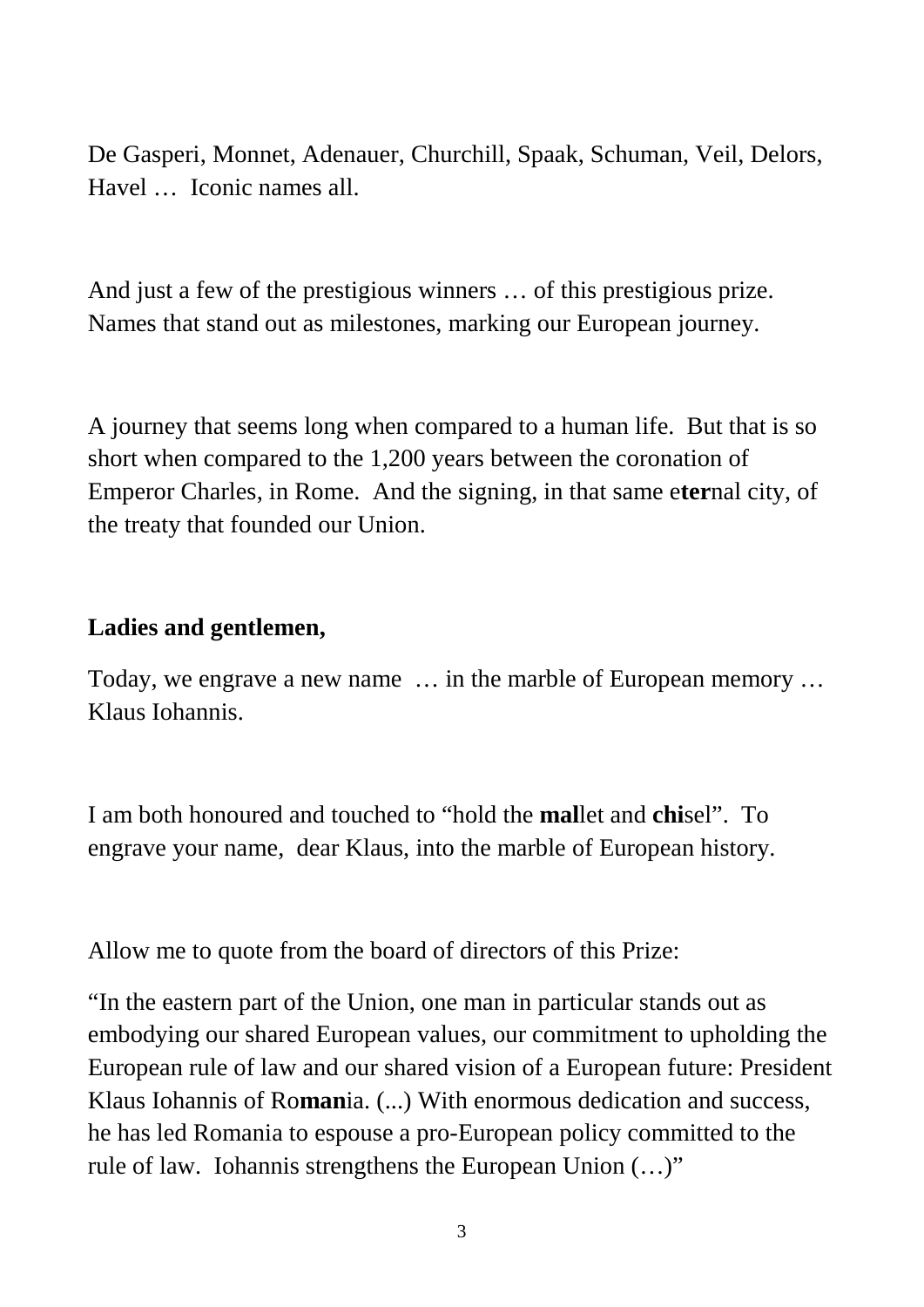De Gasperi, Monnet, Adenauer, Churchill, Spaak, Schuman, Veil, Delors, Havel … Iconic names all.

And just a few of the prestigious winners … of this prestigious prize. Names that stand out as milestones, marking our European journey.

A journey that seems long when compared to a human life. But that is so short when compared to the 1,200 years between the coronation of Emperor Charles, in Rome. And the signing, in that same e**ter**nal city, of the treaty that founded our Union.

**Ladies and gentlemen,**

Today, we engrave a new name … in the marble of European memory … Klaus Iohannis.

I am both honoured and touched to "hold the **mal**let and **chi**sel". To engrave your name, dear Klaus, into the marble of European history.

Allow me to quote from the board of directors of this Prize:

"In the eastern part of the Union, one man in particular stands out as embodying our shared European values, our commitment to upholding the European rule of law and our shared vision of a European future: President Klaus Iohannis of Ro**man**ia. (...) With enormous dedication and success, he has led Romania to espouse a pro-European policy committed to the rule of law. Iohannis strengthens the European Union (…)"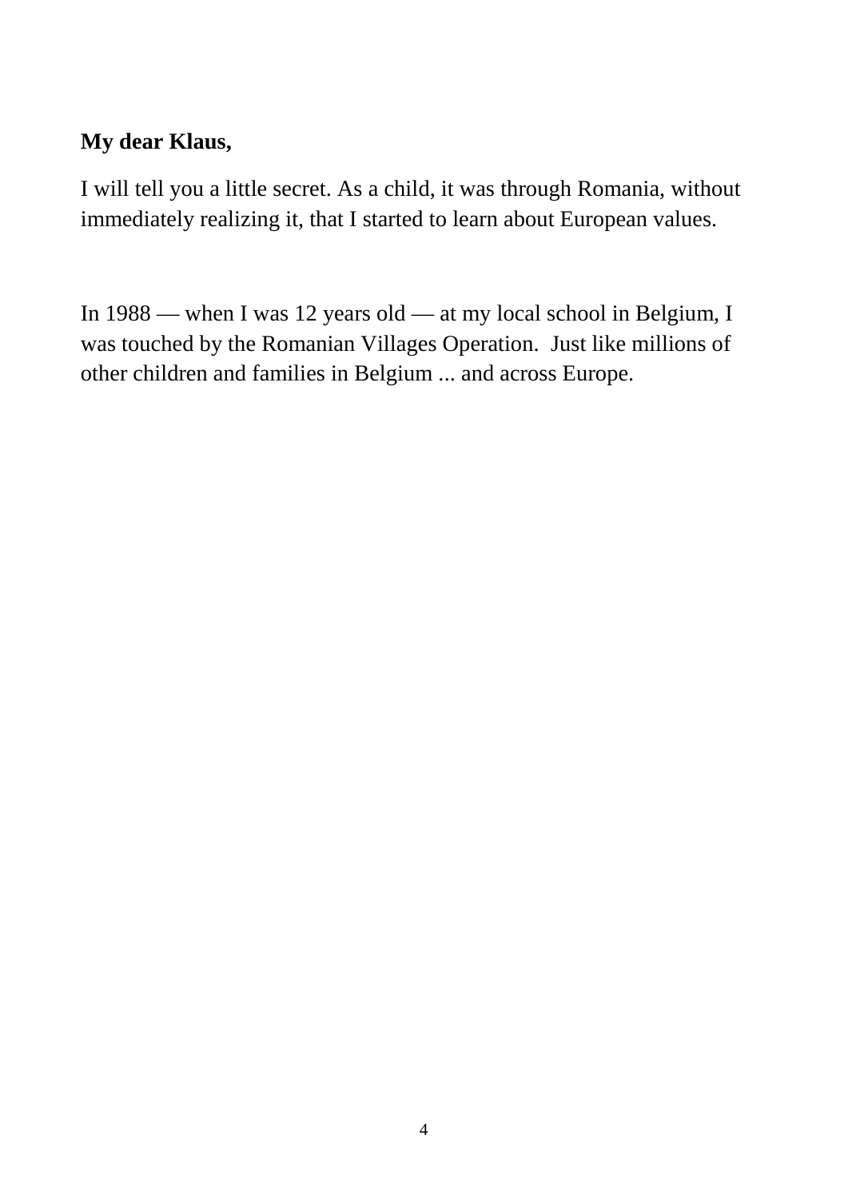**My dear Klaus,**

I will tell you a little secret. As a child, it was through Romania, without immediately realizing it, that I started to learn about European values.

In 1988 — when I was 12 years old — at my local school in Belgium, I was touched by the Romanian Villages Operation.  Just like millions of other children and families in Belgium ... and across Europe.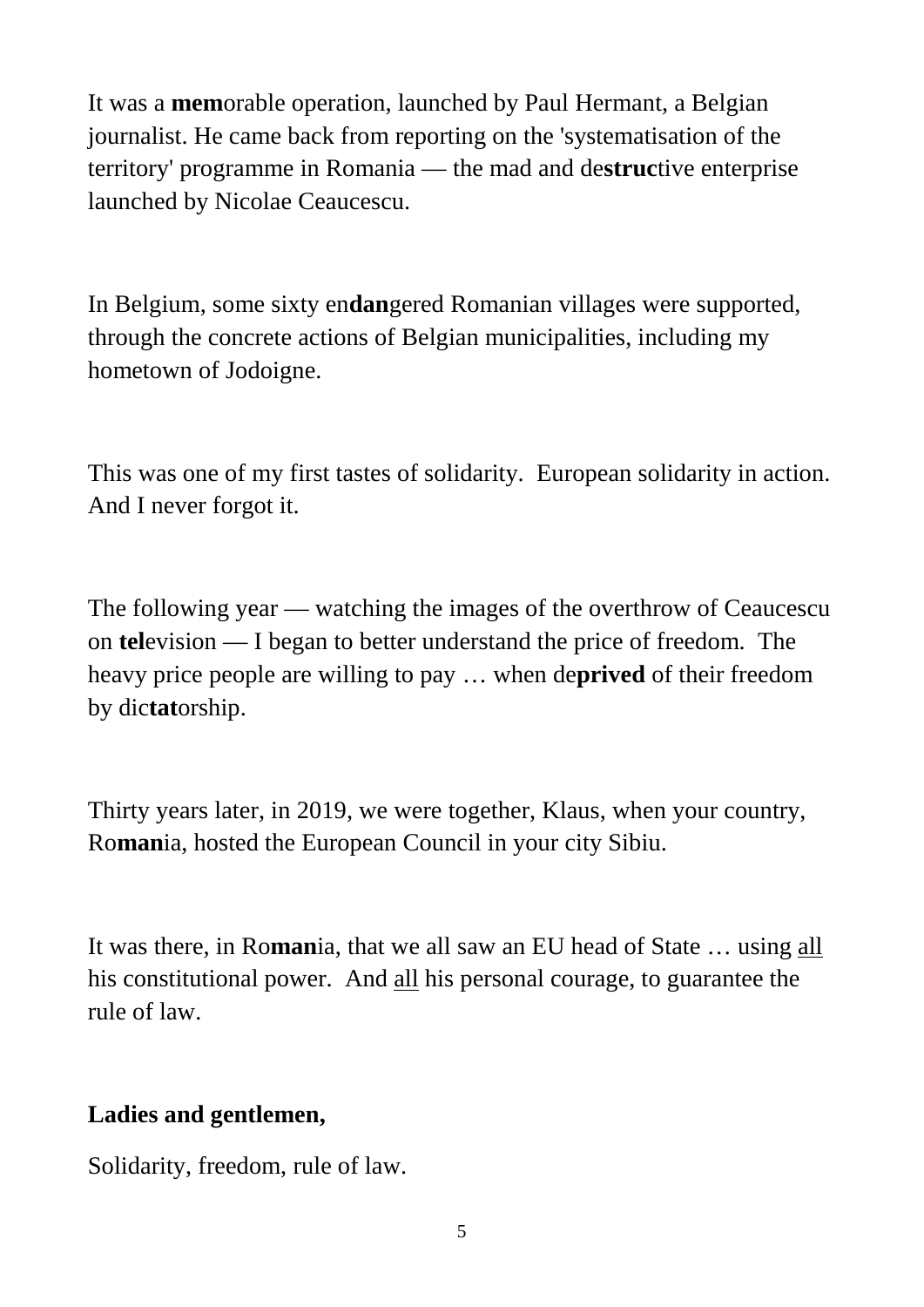It was a **mem**orable operation, launched by Paul Hermant, a Belgian journalist. He came back from reporting on the 'systematisation of the territory' programme in Romania — the mad and de**struc**tive enterprise launched by Nicolae Ceaucescu.

In Belgium, some sixty en**dan**gered Romanian villages were supported, through the concrete actions of Belgian municipalities, including my hometown of Jodoigne.

This was one of my first tastes of solidarity. European solidarity in action. And I never forgot it.

The following year — watching the images of the overthrow of Ceaucescu on **tel**evision — I began to better understand the price of freedom. The heavy price people are willing to pay … when de**prived** of their freedom by dic**tat**orship.

Thirty years later, in 2019, we were together, Klaus, when your country, Ro**man**ia, hosted the European Council in your city Sibiu.

It was there, in Ro**man**ia, that we all saw an EU head of State … using <u>all</u> his constitutional power. And <u>all</u> his personal courage, to guarantee the rule of law.

**Ladies and gentlemen,**

Solidarity, freedom, rule of law.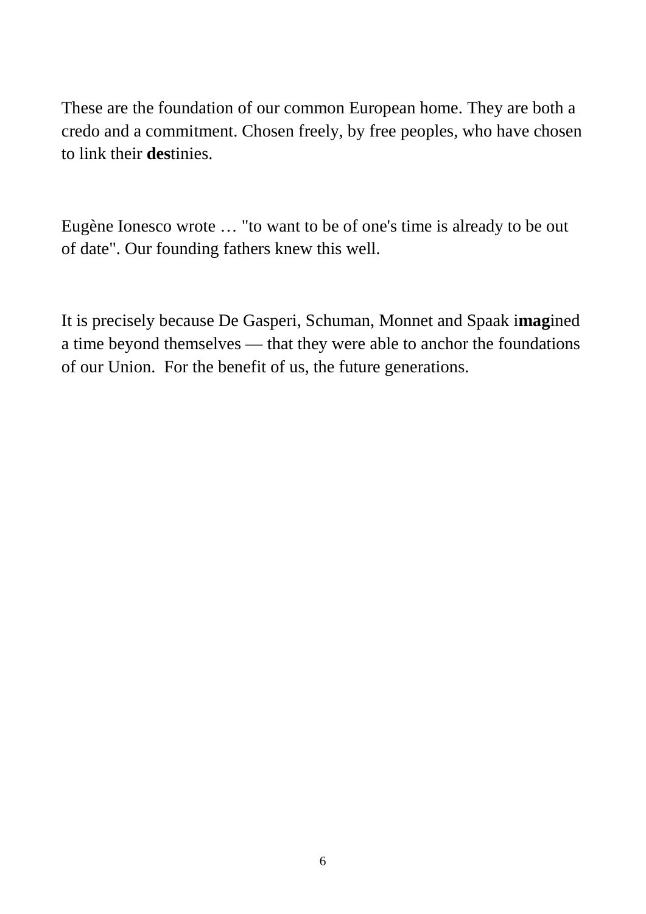These are the foundation of our common European home. They are both a credo and a commitment. Chosen freely, by free peoples, who have chosen to link their **des**tinies.

Eugène Ionesco wrote … "to want to be of one's time is already to be out of date". Our founding fathers knew this well.

It is precisely because De Gasperi, Schuman, Monnet and Spaak i**mag**ined a time beyond themselves — that they were able to anchor the foundations of our Union.  For the benefit of us, the future generations.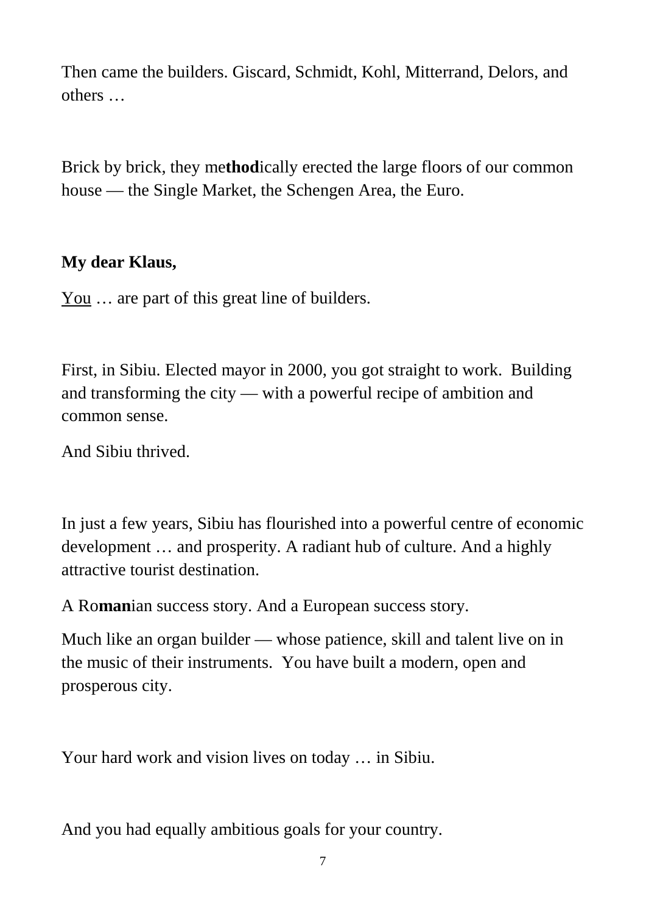Then came the builders. Giscard, Schmidt, Kohl, Mitterrand, Delors, and others …

Brick by brick, they me**thod**ically erected the large floors of our common house — the Single Market, the Schengen Area, the Euro.

**My dear Klaus,**

<u>You</u> … are part of this great line of builders.

First, in Sibiu. Elected mayor in 2000, you got straight to work. Building and transforming the city — with a powerful recipe of ambition and common sense.

And Sibiu thrived.

In just a few years, Sibiu has flourished into a powerful centre of economic development … and prosperity. A radiant hub of culture. And a highly attractive tourist destination.

A Ro**man**ian success story. And a European success story.

Much like an organ builder — whose patience, skill and talent live on in the music of their instruments. You have built a modern, open and prosperous city.

Your hard work and vision lives on today … in Sibiu.

And you had equally ambitious goals for your country.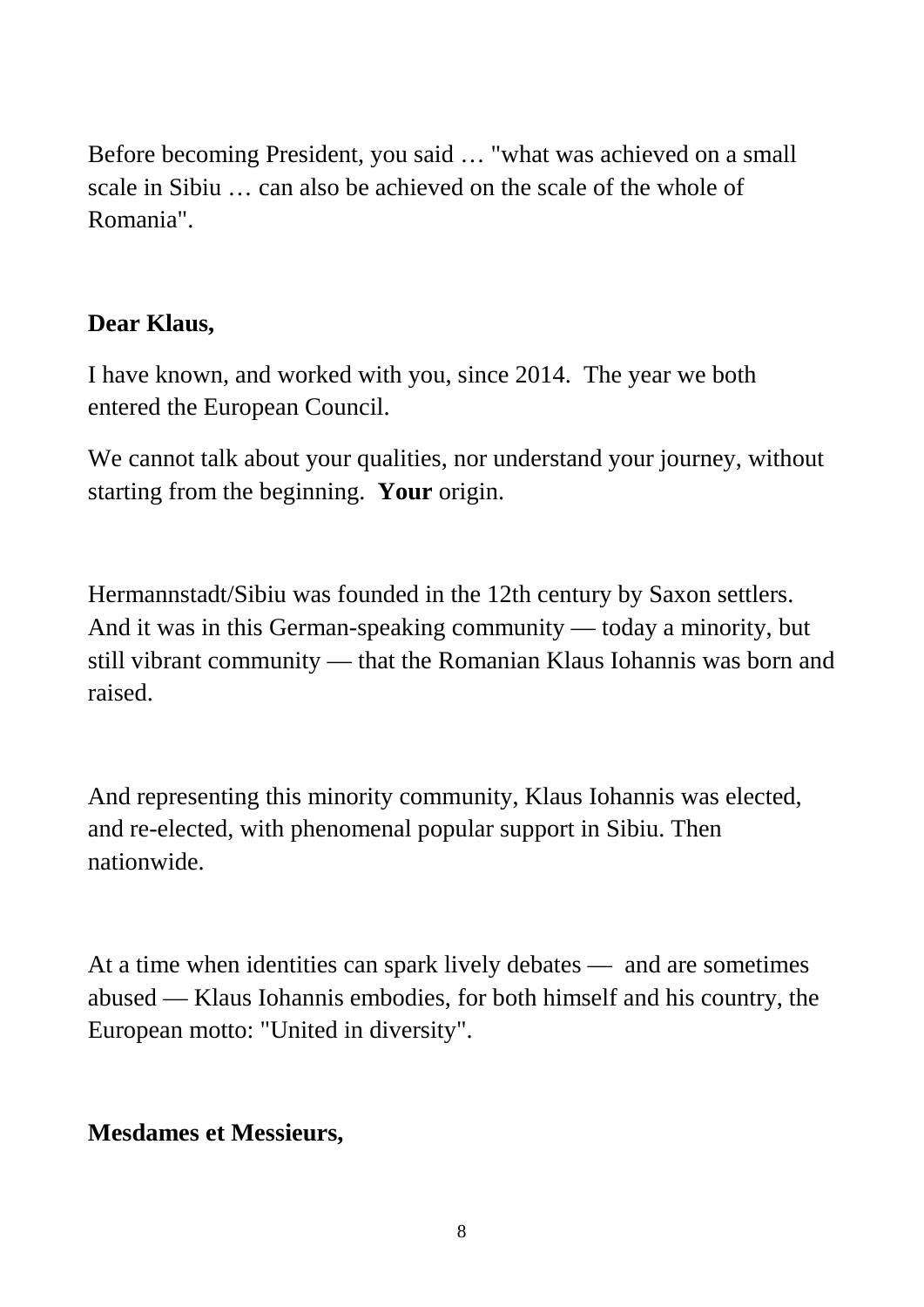Before becoming President, you said … "what was achieved on a small scale in Sibiu … can also be achieved on the scale of the whole of Romania".

**Dear Klaus,**

I have known, and worked with you, since 2014. The year we both entered the European Council.

We cannot talk about your qualities, nor understand your journey, without starting from the beginning. **Your** origin.

Hermannstadt/Sibiu was founded in the 12th century by Saxon settlers. And it was in this German-speaking community — today a minority, but still vibrant community — that the Romanian Klaus Iohannis was born and raised.

And representing this minority community, Klaus Iohannis was elected, and re-elected, with phenomenal popular support in Sibiu. Then nationwide.

At a time when identities can spark lively debates — and are sometimes abused — Klaus Iohannis embodies, for both himself and his country, the European motto: "United in diversity".

**Mesdames et Messieurs,**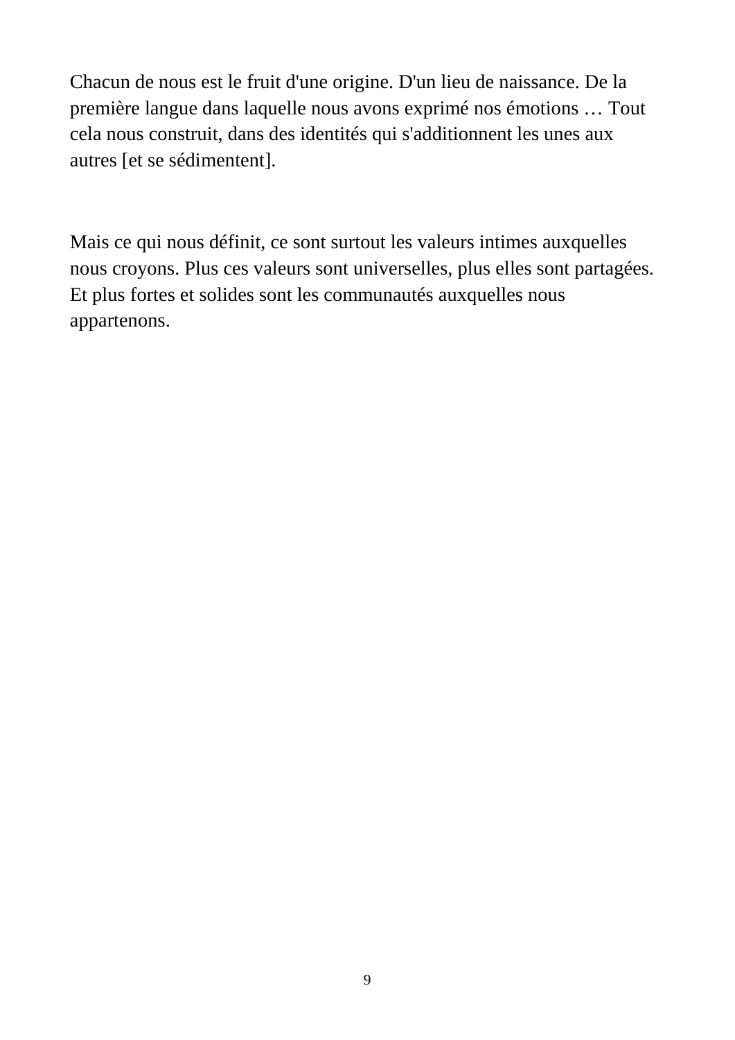Chacun de nous est le fruit d'une origine. D'un lieu de naissance. De la première langue dans laquelle nous avons exprimé nos émotions … Tout cela nous construit, dans des identités qui s'additionnent les unes aux autres [et se sédimentent].

Mais ce qui nous définit, ce sont surtout les valeurs intimes auxquelles nous croyons. Plus ces valeurs sont universelles, plus elles sont partagées. Et plus fortes et solides sont les communautés auxquelles nous appartenons.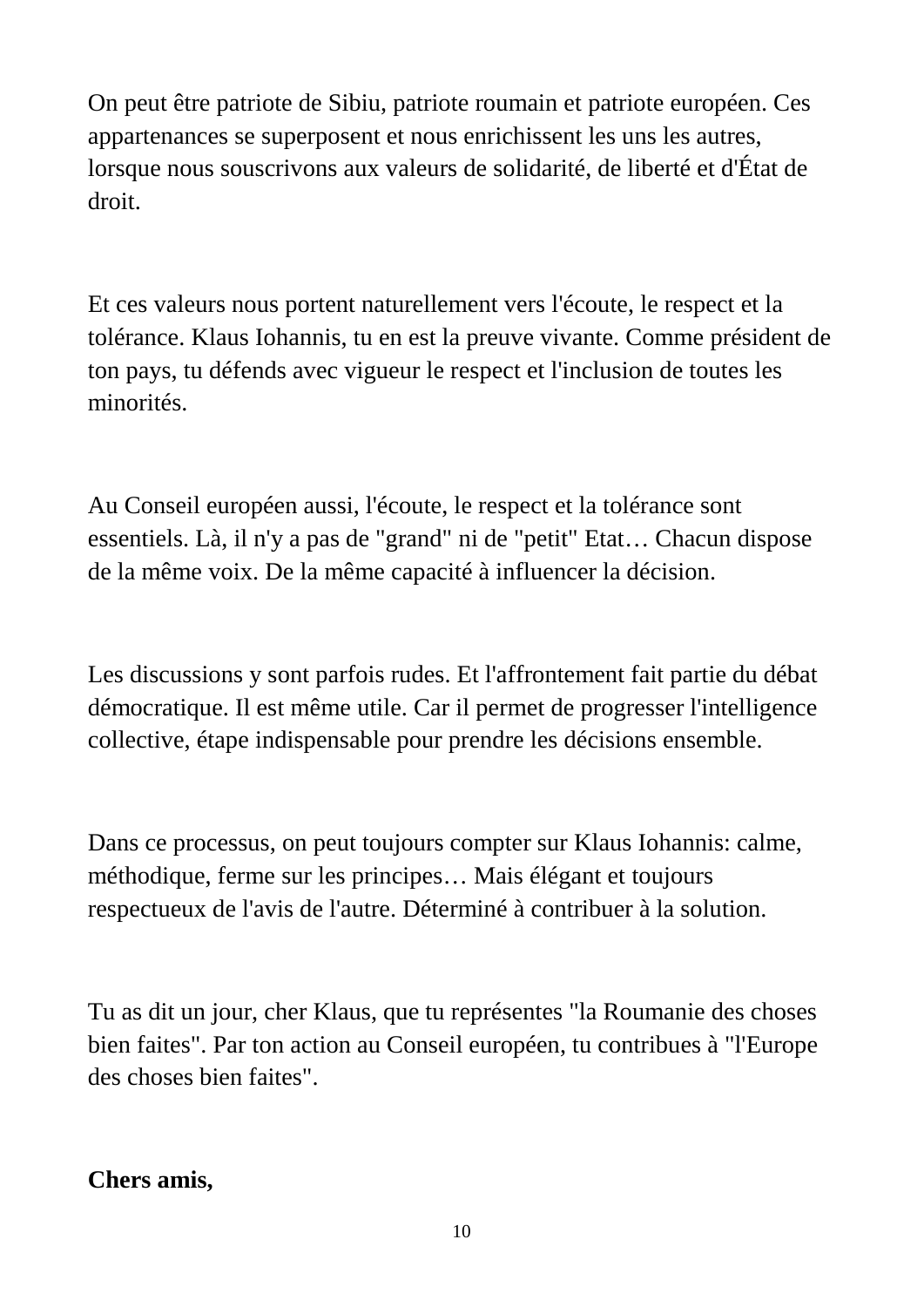On peut être patriote de Sibiu, patriote roumain et patriote européen. Ces appartenances se superposent et nous enrichissent les uns les autres, lorsque nous souscrivons aux valeurs de solidarité, de liberté et d'État de droit.

Et ces valeurs nous portent naturellement vers l'écoute, le respect et la tolérance. Klaus Iohannis, tu en est la preuve vivante. Comme président de ton pays, tu défends avec vigueur le respect et l'inclusion de toutes les minorités.

Au Conseil européen aussi, l'écoute, le respect et la tolérance sont essentiels. Là, il n'y a pas de "grand" ni de "petit" Etat… Chacun dispose de la même voix. De la même capacité à influencer la décision.

Les discussions y sont parfois rudes. Et l'affrontement fait partie du débat démocratique. Il est même utile. Car il permet de progresser l'intelligence collective, étape indispensable pour prendre les décisions ensemble.

Dans ce processus, on peut toujours compter sur Klaus Iohannis: calme, méthodique, ferme sur les principes… Mais élégant et toujours respectueux de l'avis de l'autre. Déterminé à contribuer à la solution.

Tu as dit un jour, cher Klaus, que tu représentes "la Roumanie des choses bien faites". Par ton action au Conseil européen, tu contribues à "l'Europe des choses bien faites".

**Chers amis,**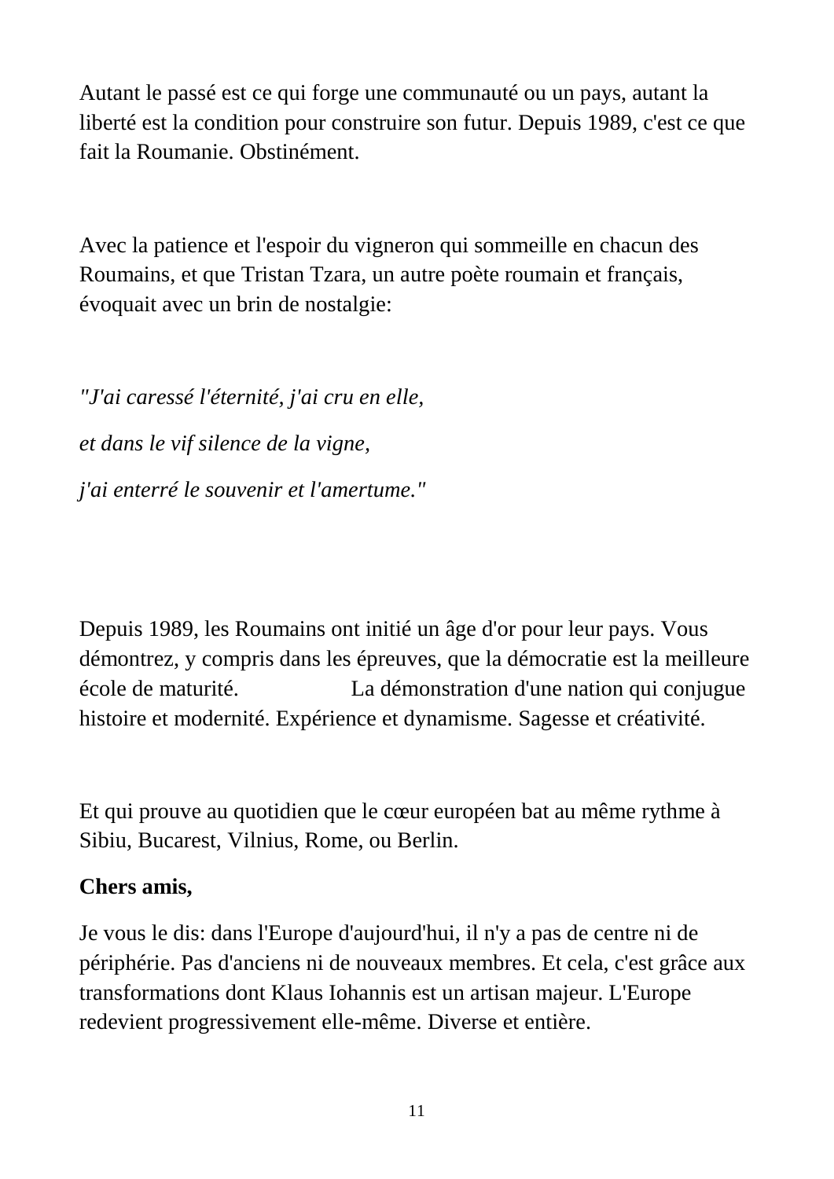Autant le passé est ce qui forge une communauté ou un pays, autant la liberté est la condition pour construire son futur. Depuis 1989, c'est ce que fait la Roumanie. Obstinément.

Avec la patience et l'espoir du vigneron qui sommeille en chacun des Roumains, et que Tristan Tzara, un autre poète roumain et français, évoquait avec un brin de nostalgie:

*"J'ai caressé l'éternité, j'ai cru en elle,*

*et dans le vif silence de la vigne,*

*j'ai enterré le souvenir et l'amertume."*

Depuis 1989, les Roumains ont initié un âge d'or pour leur pays. Vous démontrez, y compris dans les épreuves, que la démocratie est la meilleure école de maturité. La démonstration d'une nation qui conjugue histoire et modernité. Expérience et dynamisme. Sagesse et créativité.

Et qui prouve au quotidien que le cœur européen bat au même rythme à Sibiu, Bucarest, Vilnius, Rome, ou Berlin.

**Chers amis,**

Je vous le dis: dans l'Europe d'aujourd'hui, il n'y a pas de centre ni de périphérie. Pas d'anciens ni de nouveaux membres. Et cela, c'est grâce aux transformations dont Klaus Iohannis est un artisan majeur. L'Europe redevient progressivement elle-même. Diverse et entière.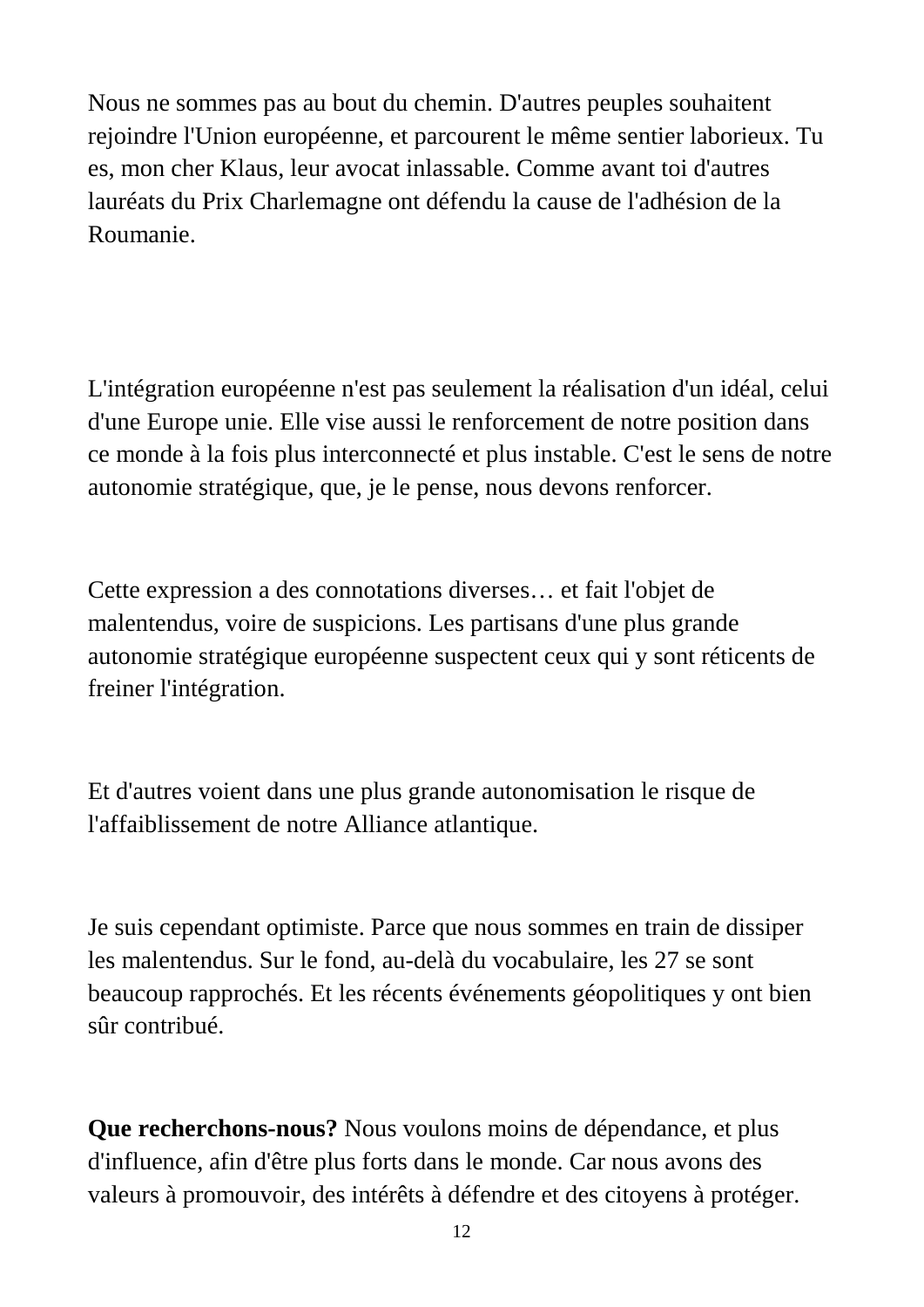Nous ne sommes pas au bout du chemin. D'autres peuples souhaitent rejoindre l'Union européenne, et parcourent le même sentier laborieux. Tu es, mon cher Klaus, leur avocat inlassable. Comme avant toi d'autres lauréats du Prix Charlemagne ont défendu la cause de l'adhésion de la Roumanie.

L'intégration européenne n'est pas seulement la réalisation d'un idéal, celui d'une Europe unie. Elle vise aussi le renforcement de notre position dans ce monde à la fois plus interconnecté et plus instable. C'est le sens de notre autonomie stratégique, que, je le pense, nous devons renforcer.

Cette expression a des connotations diverses… et fait l'objet de malentendus, voire de suspicions. Les partisans d'une plus grande autonomie stratégique européenne suspectent ceux qui y sont réticents de freiner l'intégration.

Et d'autres voient dans une plus grande autonomisation le risque de l'affaiblissement de notre Alliance atlantique.

Je suis cependant optimiste. Parce que nous sommes en train de dissiper les malentendus. Sur le fond, au-delà du vocabulaire, les 27 se sont beaucoup rapprochés. Et les récents événements géopolitiques y ont bien sûr contribué.

**Que recherchons-nous?** Nous voulons moins de dépendance, et plus d'influence, afin d'être plus forts dans le monde. Car nous avons des valeurs à promouvoir, des intérêts à défendre et des citoyens à protéger.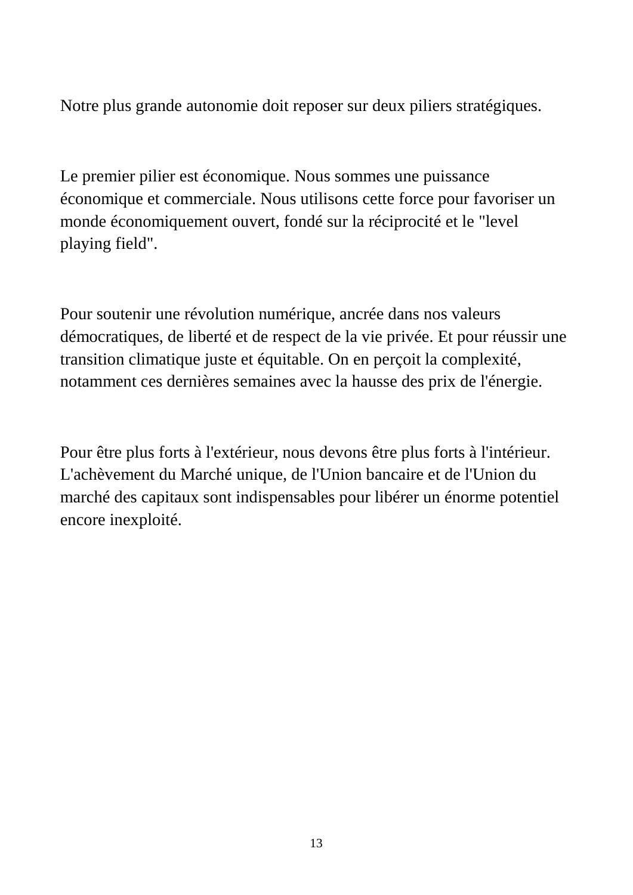Notre plus grande autonomie doit reposer sur deux piliers stratégiques.

Le premier pilier est économique. Nous sommes une puissance économique et commerciale. Nous utilisons cette force pour favoriser un monde économiquement ouvert, fondé sur la réciprocité et le "level playing field".

Pour soutenir une révolution numérique, ancrée dans nos valeurs démocratiques, de liberté et de respect de la vie privée. Et pour réussir une transition climatique juste et équitable. On en perçoit la complexité, notamment ces dernières semaines avec la hausse des prix de l'énergie.

Pour être plus forts à l'extérieur, nous devons être plus forts à l'intérieur. L'achèvement du Marché unique, de l'Union bancaire et de l'Union du marché des capitaux sont indispensables pour libérer un énorme potentiel encore inexploité.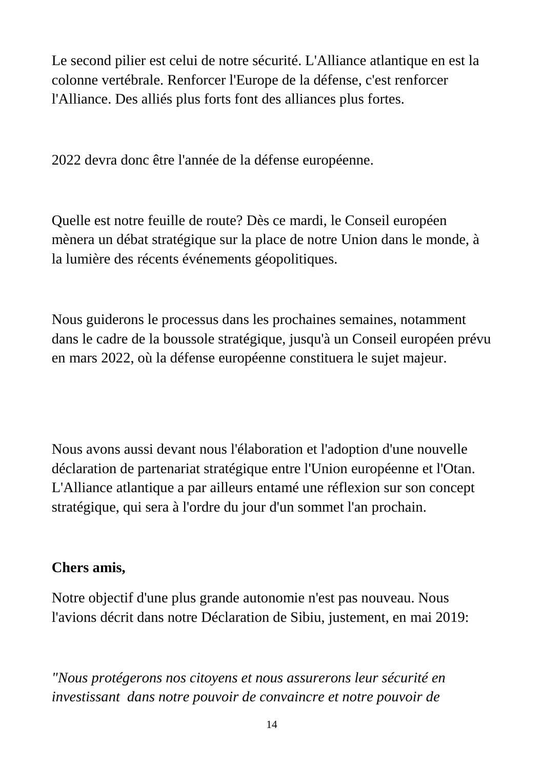Le second pilier est celui de notre sécurité. L'Alliance atlantique en est la colonne vertébrale. Renforcer l'Europe de la défense, c'est renforcer l'Alliance. Des alliés plus forts font des alliances plus fortes.

2022 devra donc être l'année de la défense européenne.

Quelle est notre feuille de route? Dès ce mardi, le Conseil européen mènera un débat stratégique sur la place de notre Union dans le monde, à la lumière des récents événements géopolitiques.

Nous guiderons le processus dans les prochaines semaines, notamment dans le cadre de la boussole stratégique, jusqu'à un Conseil européen prévu en mars 2022, où la défense européenne constituera le sujet majeur.

Nous avons aussi devant nous l'élaboration et l'adoption d'une nouvelle déclaration de partenariat stratégique entre l'Union européenne et l'Otan. L'Alliance atlantique a par ailleurs entamé une réflexion sur son concept stratégique, qui sera à l'ordre du jour d'un sommet l'an prochain.

**Chers amis,**

Notre objectif d'une plus grande autonomie n'est pas nouveau. Nous l'avions décrit dans notre Déclaration de Sibiu, justement, en mai 2019:

*"Nous protégerons nos citoyens et nous assurerons leur sécurité en investissant dans notre pouvoir de convaincre et notre pouvoir de*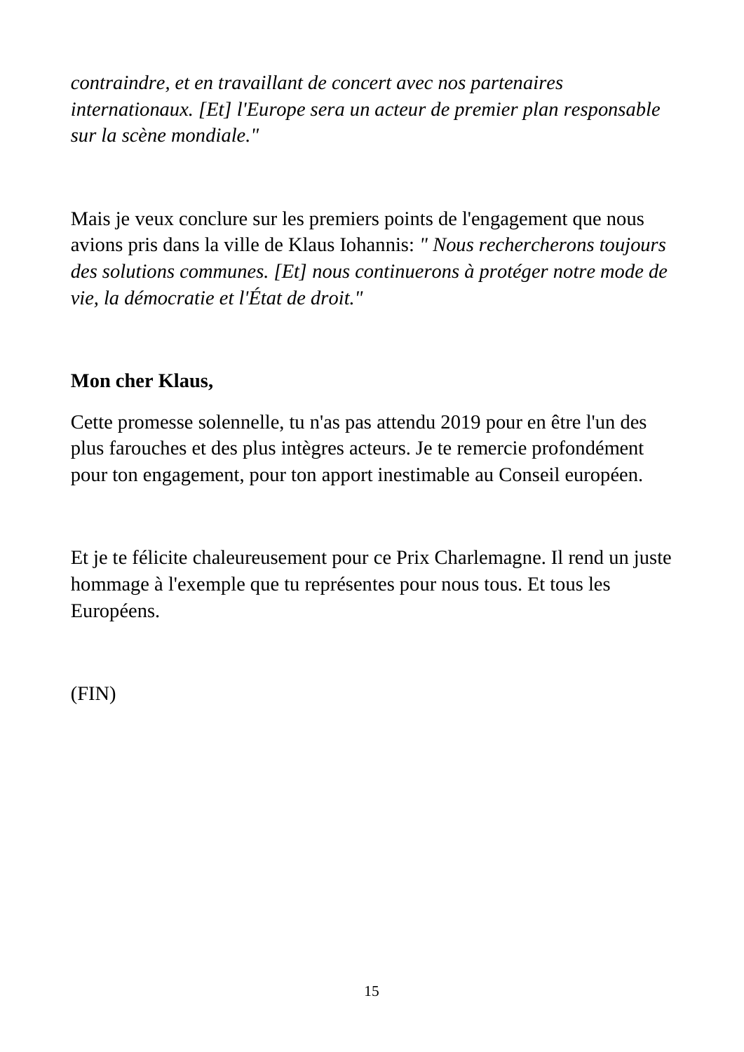*contraindre, et en travaillant de concert avec nos partenaires internationaux. [Et] l'Europe sera un acteur de premier plan responsable sur la scène mondiale."*

Mais je veux conclure sur les premiers points de l'engagement que nous avions pris dans la ville de Klaus Iohannis: *" Nous rechercherons toujours des solutions communes. [Et] nous continuerons à protéger notre mode de vie, la démocratie et l'État de droit."*

**Mon cher Klaus,**

Cette promesse solennelle, tu n'as pas attendu 2019 pour en être l'un des plus farouches et des plus intègres acteurs. Je te remercie profondément pour ton engagement, pour ton apport inestimable au Conseil européen.

Et je te félicite chaleureusement pour ce Prix Charlemagne. Il rend un juste hommage à l'exemple que tu représentes pour nous tous. Et tous les Européens.

(FIN)